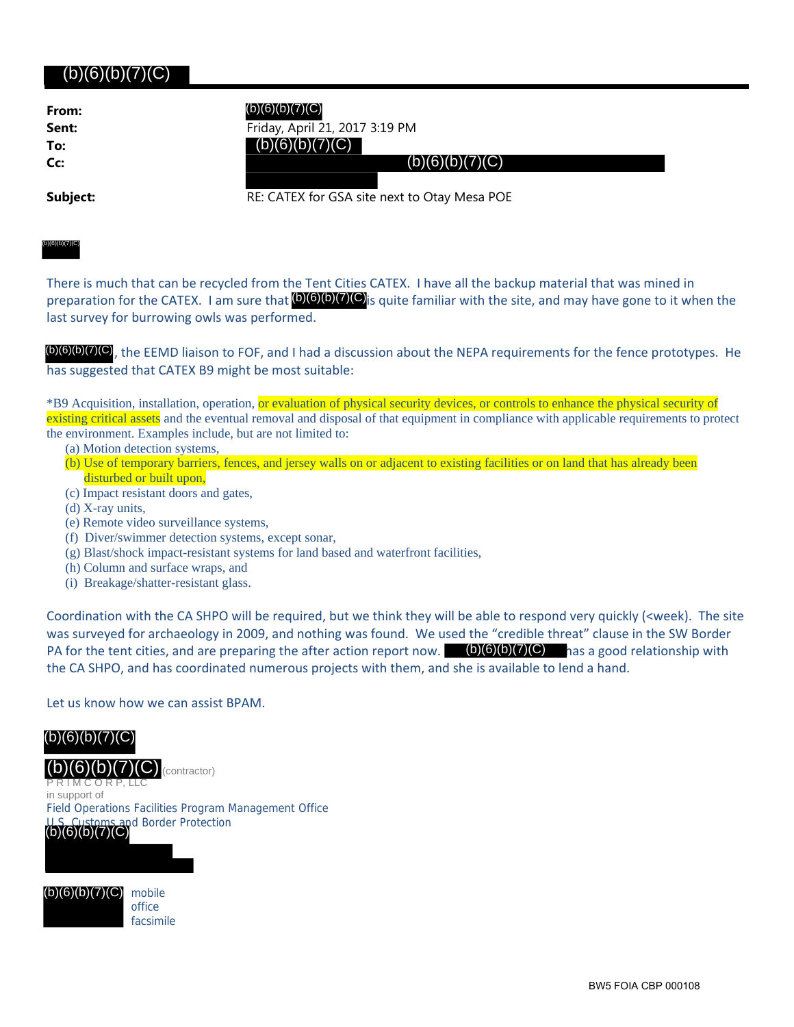(b)(6)(b)(7)(C)

**From:** (b)(6)(b)(7)(C)
**Sent:** Friday, April 21, 2017 3:19 PM
**To:** (b)(6)(b)(7)(C)
**Cc:** (b)(6)(b)(7)(C)

**Subject:** RE: CATEX for GSA site next to Otay Mesa POE

(b)(6)(b)(7)(C)

There is much that can be recycled from the Tent Cities CATEX. I have all the backup material that was mined in preparation for the CATEX. I am sure that (b)(6)(b)(7)(C) is quite familiar with the site, and may have gone to it when the last survey for burrowing owls was performed.

(b)(6)(b)(7)(C), the EEMD liaison to FOF, and I had a discussion about the NEPA requirements for the fence prototypes. He has suggested that CATEX B9 might be most suitable:

*B9 Acquisition, installation, operation, or evaluation of physical security devices, or controls to enhance the physical security of existing critical assets and the eventual removal and disposal of that equipment in compliance with applicable requirements to protect the environment. Examples include, but are not limited to:

- (a) Motion detection systems,
- (b) Use of temporary barriers, fences, and jersey walls on or adjacent to existing facilities or on land that has already been disturbed or built upon,
- (c) Impact resistant doors and gates,
- (d) X-ray units,
- (e) Remote video surveillance systems,
- (f) Diver/swimmer detection systems, except sonar,
- (g) Blast/shock impact-resistant systems for land based and waterfront facilities,
- (h) Column and surface wraps, and
- (i) Breakage/shatter-resistant glass.

Coordination with the CA SHPO will be required, but we think they will be able to respond very quickly (<week). The site was surveyed for archaeology in 2009, and nothing was found. We used the "credible threat" clause in the SW Border PA for the tent cities, and are preparing the after action report now. (b)(6)(b)(7)(C) has a good relationship with the CA SHPO, and has coordinated numerous projects with them, and she is available to lend a hand.

Let us know how we can assist BPAM.

(b)(6)(b)(7)(C)

(b)(6)(b)(7)(C) (contractor)
P R I M C O R P, LLC
in support of
Field Operations Facilities Program Management Office
U.S. Customs and Border Protection
(b)(6)(b)(7)(C)

(b)(6)(b)(7)(C) mobile
office
facsimile

BW5 FOIA CBP 000108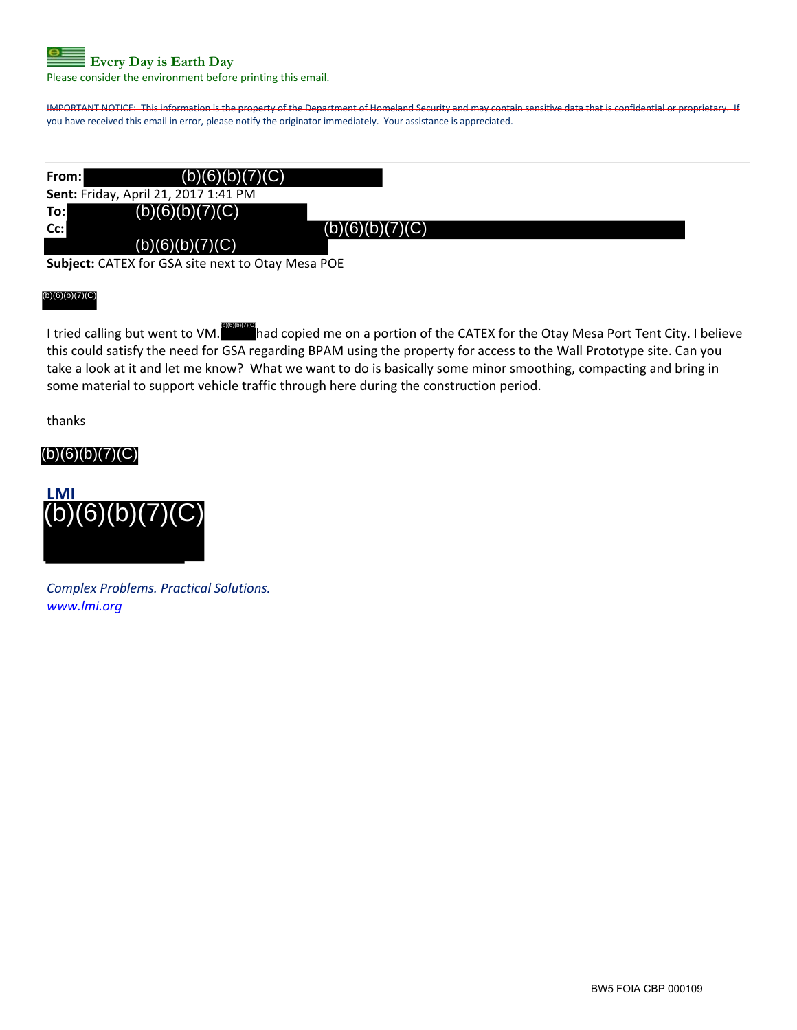**Every Day is Earth Day**

Please consider the environment before printing this email.

~~IMPORTANT NOTICE: This information is the property of the Department of Homeland Security and may contain sensitive data that is confidential or proprietary. If you have received this email in error, please notify the originator immediately. Your assistance is appreciated.~~

---

**From:** (b)(6)(b)(7)(C)
**Sent:** Friday, April 21, 2017 1:41 PM
**To:** (b)(6)(b)(7)(C)
**Cc:** (b)(6)(b)(7)(C)
(b)(6)(b)(7)(C)
**Subject:** CATEX for GSA site next to Otay Mesa POE

(b)(6)(b)(7)(C)

I tried calling but went to VM. (b)(6)(b)(7)(C) had copied me on a portion of the CATEX for the Otay Mesa Port Tent City. I believe this could satisfy the need for GSA regarding BPAM using the property for access to the Wall Prototype site. Can you take a look at it and let me know? What we want to do is basically some minor smoothing, compacting and bring in some material to support vehicle traffic through here during the construction period.

thanks

(b)(6)(b)(7)(C)

**LMI**
(b)(6)(b)(7)(C)

*Complex Problems. Practical Solutions.*
[www.lmi.org](http://www.lmi.org)

BW5 FOIA CBP 000109